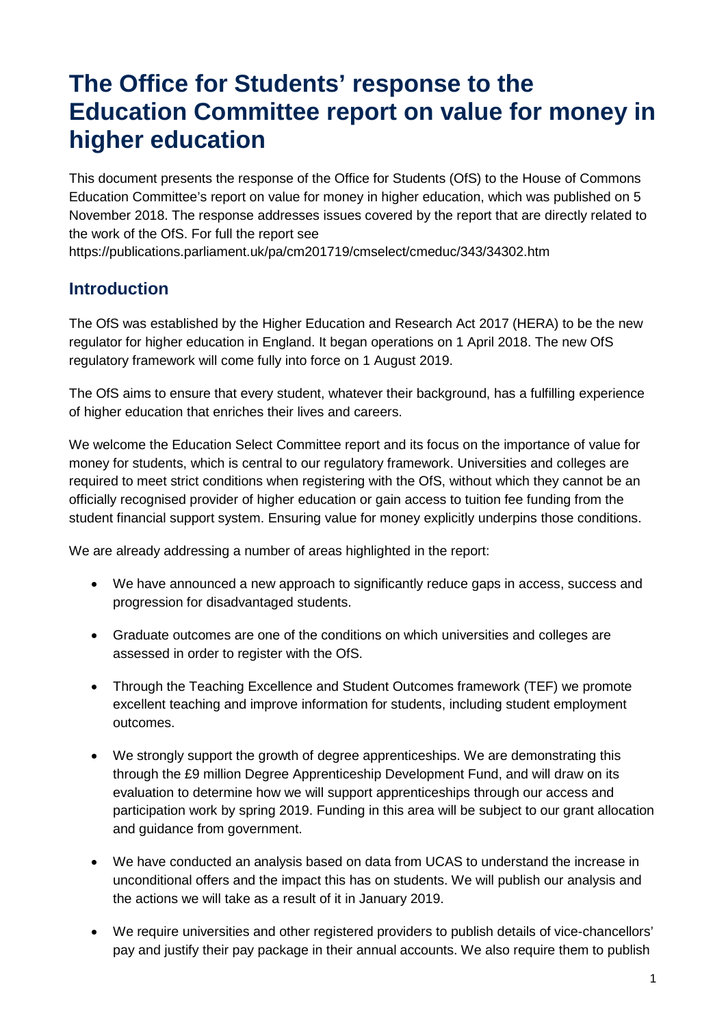# The Office for Students' response to the Education Committee report on value for money in higher education

This document presents the response of the Office for Students (OfS) to the House of Commons Education Committee's report on value for money in higher education, which was published on 5 November 2018. The response addresses issues covered by the report that are directly related to the work of the OfS. For full the report see https://publications.parliament.uk/pa/cm201719/cmselect/cmeduc/343/34302.htm

## Introduction

The OfS was established by the Higher Education and Research Act 2017 (HERA) to be the new regulator for higher education in England. It began operations on 1 April 2018. The new OfS regulatory framework will come fully into force on 1 August 2019.

The OfS aims to ensure that every student, whatever their background, has a fulfilling experience of higher education that enriches their lives and careers.

We welcome the Education Select Committee report and its focus on the importance of value for money for students, which is central to our regulatory framework. Universities and colleges are required to meet strict conditions when registering with the OfS, without which they cannot be an officially recognised provider of higher education or gain access to tuition fee funding from the student financial support system. Ensuring value for money explicitly underpins those conditions.

We are already addressing a number of areas highlighted in the report:

- We have announced a new approach to significantly reduce gaps in access, success and progression for disadvantaged students.
- Graduate outcomes are one of the conditions on which universities and colleges are assessed in order to register with the OfS.
- Through the Teaching Excellence and Student Outcomes framework (TEF) we promote excellent teaching and improve information for students, including student employment outcomes.
- We strongly support the growth of degree apprenticeships. We are demonstrating this through the £9 million Degree Apprenticeship Development Fund, and will draw on its evaluation to determine how we will support apprenticeships through our access and participation work by spring 2019. Funding in this area will be subject to our grant allocation and guidance from government.
- We have conducted an analysis based on data from UCAS to understand the increase in unconditional offers and the impact this has on students. We will publish our analysis and the actions we will take as a result of it in January 2019.
- We require universities and other registered providers to publish details of vice-chancellors' pay and justify their pay package in their annual accounts. We also require them to publish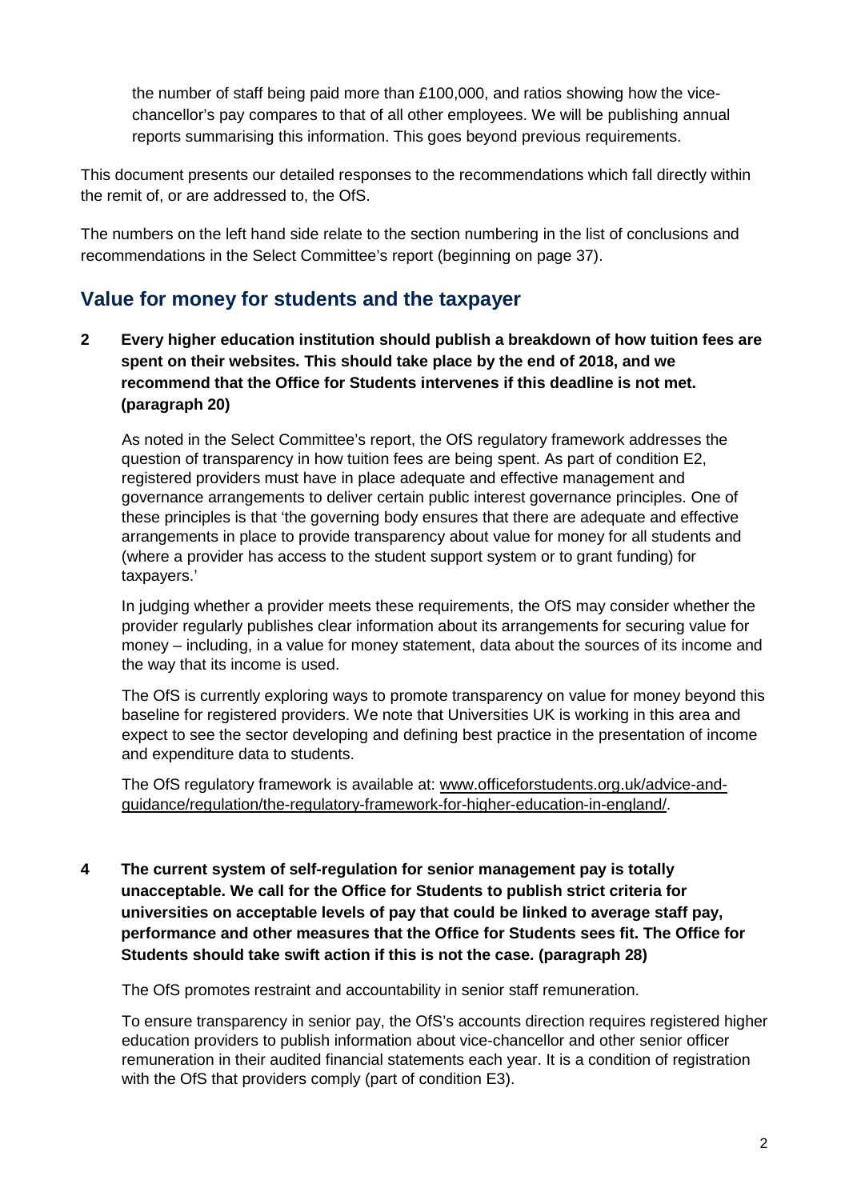the number of staff being paid more than £100,000, and ratios showing how the vice-chancellor's pay compares to that of all other employees. We will be publishing annual reports summarising this information. This goes beyond previous requirements.

This document presents our detailed responses to the recommendations which fall directly within the remit of, or are addressed to, the OfS.

The numbers on the left hand side relate to the section numbering in the list of conclusions and recommendations in the Select Committee's report (beginning on page 37).

## Value for money for students and the taxpayer

**2 Every higher education institution should publish a breakdown of how tuition fees are spent on their websites. This should take place by the end of 2018, and we recommend that the Office for Students intervenes if this deadline is not met. (paragraph 20)**

As noted in the Select Committee's report, the OfS regulatory framework addresses the question of transparency in how tuition fees are being spent. As part of condition E2, registered providers must have in place adequate and effective management and governance arrangements to deliver certain public interest governance principles. One of these principles is that 'the governing body ensures that there are adequate and effective arrangements in place to provide transparency about value for money for all students and (where a provider has access to the student support system or to grant funding) for taxpayers.'

In judging whether a provider meets these requirements, the OfS may consider whether the provider regularly publishes clear information about its arrangements for securing value for money – including, in a value for money statement, data about the sources of its income and the way that its income is used.

The OfS is currently exploring ways to promote transparency on value for money beyond this baseline for registered providers. We note that Universities UK is working in this area and expect to see the sector developing and defining best practice in the presentation of income and expenditure data to students.

The OfS regulatory framework is available at: www.officeforstudents.org.uk/advice-and-guidance/regulation/the-regulatory-framework-for-higher-education-in-england/.

**4 The current system of self-regulation for senior management pay is totally unacceptable. We call for the Office for Students to publish strict criteria for universities on acceptable levels of pay that could be linked to average staff pay, performance and other measures that the Office for Students sees fit. The Office for Students should take swift action if this is not the case. (paragraph 28)**

The OfS promotes restraint and accountability in senior staff remuneration.

To ensure transparency in senior pay, the OfS's accounts direction requires registered higher education providers to publish information about vice-chancellor and other senior officer remuneration in their audited financial statements each year. It is a condition of registration with the OfS that providers comply (part of condition E3).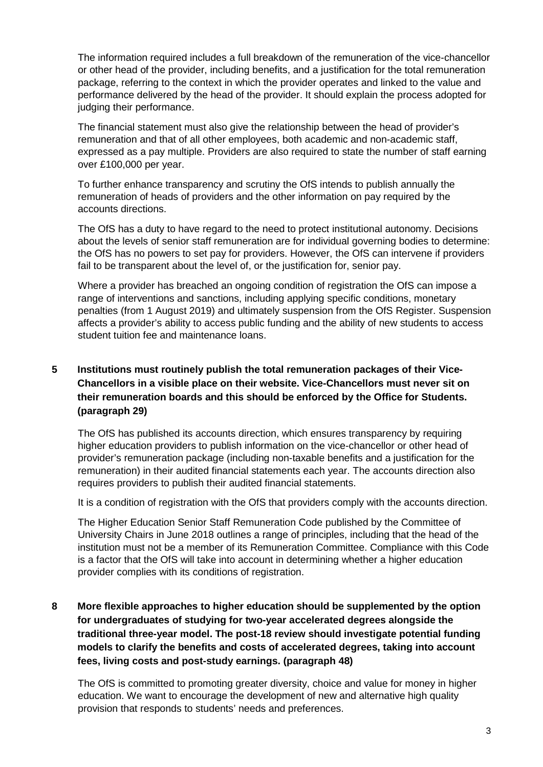The information required includes a full breakdown of the remuneration of the vice-chancellor or other head of the provider, including benefits, and a justification for the total remuneration package, referring to the context in which the provider operates and linked to the value and performance delivered by the head of the provider. It should explain the process adopted for judging their performance.

The financial statement must also give the relationship between the head of provider's remuneration and that of all other employees, both academic and non-academic staff, expressed as a pay multiple. Providers are also required to state the number of staff earning over £100,000 per year.

To further enhance transparency and scrutiny the OfS intends to publish annually the remuneration of heads of providers and the other information on pay required by the accounts directions.

The OfS has a duty to have regard to the need to protect institutional autonomy. Decisions about the levels of senior staff remuneration are for individual governing bodies to determine: the OfS has no powers to set pay for providers. However, the OfS can intervene if providers fail to be transparent about the level of, or the justification for, senior pay.

Where a provider has breached an ongoing condition of registration the OfS can impose a range of interventions and sanctions, including applying specific conditions, monetary penalties (from 1 August 2019) and ultimately suspension from the OfS Register. Suspension affects a provider's ability to access public funding and the ability of new students to access student tuition fee and maintenance loans.

**5 Institutions must routinely publish the total remuneration packages of their Vice-Chancellors in a visible place on their website. Vice-Chancellors must never sit on their remuneration boards and this should be enforced by the Office for Students. (paragraph 29)**

The OfS has published its accounts direction, which ensures transparency by requiring higher education providers to publish information on the vice-chancellor or other head of provider's remuneration package (including non-taxable benefits and a justification for the remuneration) in their audited financial statements each year. The accounts direction also requires providers to publish their audited financial statements.

It is a condition of registration with the OfS that providers comply with the accounts direction.

The Higher Education Senior Staff Remuneration Code published by the Committee of University Chairs in June 2018 outlines a range of principles, including that the head of the institution must not be a member of its Remuneration Committee. Compliance with this Code is a factor that the OfS will take into account in determining whether a higher education provider complies with its conditions of registration.

**8 More flexible approaches to higher education should be supplemented by the option for undergraduates of studying for two-year accelerated degrees alongside the traditional three-year model. The post-18 review should investigate potential funding models to clarify the benefits and costs of accelerated degrees, taking into account fees, living costs and post-study earnings. (paragraph 48)**

The OfS is committed to promoting greater diversity, choice and value for money in higher education. We want to encourage the development of new and alternative high quality provision that responds to students' needs and preferences.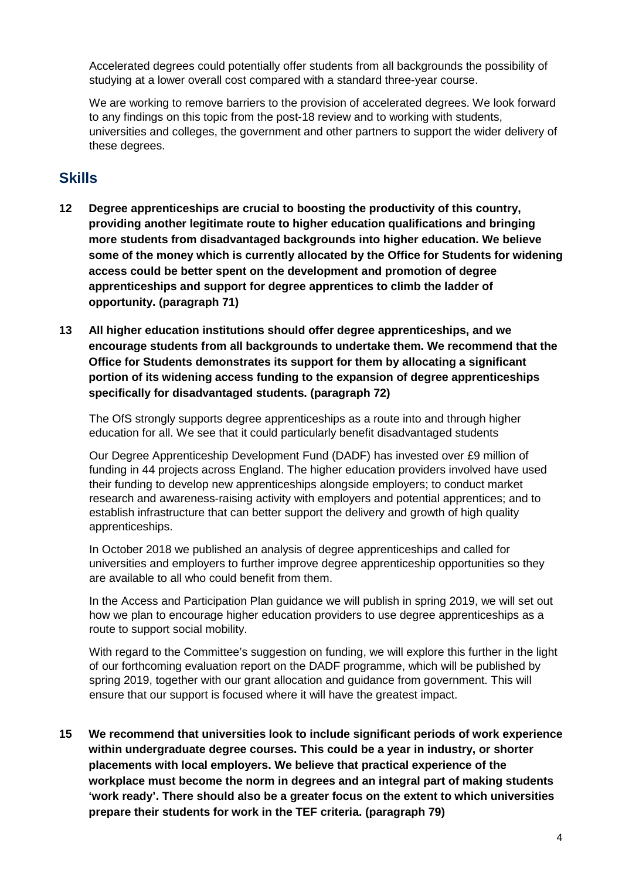Accelerated degrees could potentially offer students from all backgrounds the possibility of studying at a lower overall cost compared with a standard three-year course.

We are working to remove barriers to the provision of accelerated degrees. We look forward to any findings on this topic from the post-18 review and to working with students, universities and colleges, the government and other partners to support the wider delivery of these degrees.

## Skills

**12 Degree apprenticeships are crucial to boosting the productivity of this country, providing another legitimate route to higher education qualifications and bringing more students from disadvantaged backgrounds into higher education. We believe some of the money which is currently allocated by the Office for Students for widening access could be better spent on the development and promotion of degree apprenticeships and support for degree apprentices to climb the ladder of opportunity. (paragraph 71)**

**13 All higher education institutions should offer degree apprenticeships, and we encourage students from all backgrounds to undertake them. We recommend that the Office for Students demonstrates its support for them by allocating a significant portion of its widening access funding to the expansion of degree apprenticeships specifically for disadvantaged students. (paragraph 72)**

The OfS strongly supports degree apprenticeships as a route into and through higher education for all. We see that it could particularly benefit disadvantaged students

Our Degree Apprenticeship Development Fund (DADF) has invested over £9 million of funding in 44 projects across England. The higher education providers involved have used their funding to develop new apprenticeships alongside employers; to conduct market research and awareness-raising activity with employers and potential apprentices; and to establish infrastructure that can better support the delivery and growth of high quality apprenticeships.

In October 2018 we published an analysis of degree apprenticeships and called for universities and employers to further improve degree apprenticeship opportunities so they are available to all who could benefit from them.

In the Access and Participation Plan guidance we will publish in spring 2019, we will set out how we plan to encourage higher education providers to use degree apprenticeships as a route to support social mobility.

With regard to the Committee's suggestion on funding, we will explore this further in the light of our forthcoming evaluation report on the DADF programme, which will be published by spring 2019, together with our grant allocation and guidance from government. This will ensure that our support is focused where it will have the greatest impact.

**15 We recommend that universities look to include significant periods of work experience within undergraduate degree courses. This could be a year in industry, or shorter placements with local employers. We believe that practical experience of the workplace must become the norm in degrees and an integral part of making students 'work ready'. There should also be a greater focus on the extent to which universities prepare their students for work in the TEF criteria. (paragraph 79)**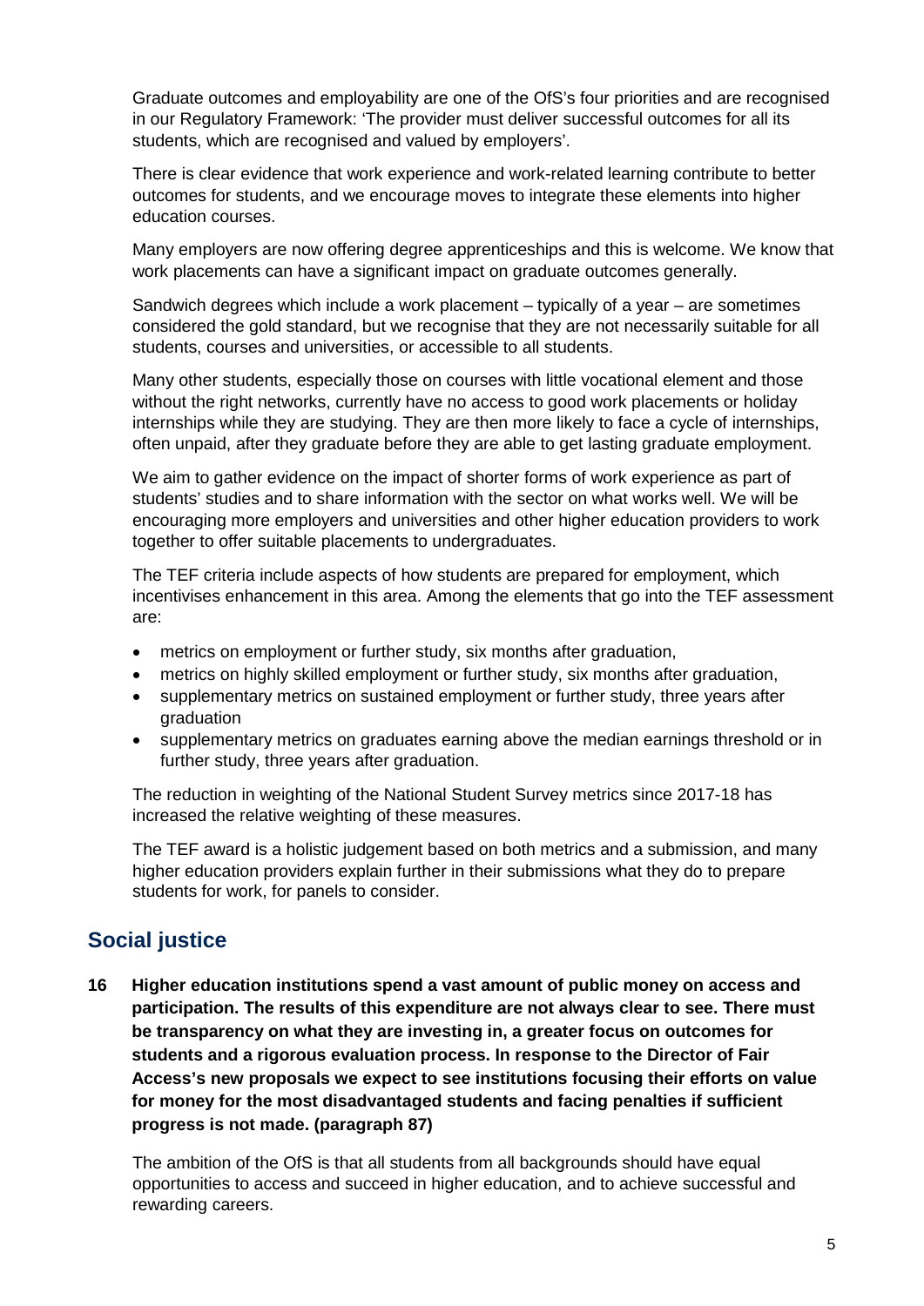Graduate outcomes and employability are one of the OfS's four priorities and are recognised in our Regulatory Framework: 'The provider must deliver successful outcomes for all its students, which are recognised and valued by employers'.

There is clear evidence that work experience and work-related learning contribute to better outcomes for students, and we encourage moves to integrate these elements into higher education courses.

Many employers are now offering degree apprenticeships and this is welcome. We know that work placements can have a significant impact on graduate outcomes generally.

Sandwich degrees which include a work placement – typically of a year – are sometimes considered the gold standard, but we recognise that they are not necessarily suitable for all students, courses and universities, or accessible to all students.

Many other students, especially those on courses with little vocational element and those without the right networks, currently have no access to good work placements or holiday internships while they are studying. They are then more likely to face a cycle of internships, often unpaid, after they graduate before they are able to get lasting graduate employment.

We aim to gather evidence on the impact of shorter forms of work experience as part of students' studies and to share information with the sector on what works well. We will be encouraging more employers and universities and other higher education providers to work together to offer suitable placements to undergraduates.

The TEF criteria include aspects of how students are prepared for employment, which incentivises enhancement in this area. Among the elements that go into the TEF assessment are:

- metrics on employment or further study, six months after graduation,
- metrics on highly skilled employment or further study, six months after graduation,
- supplementary metrics on sustained employment or further study, three years after graduation
- supplementary metrics on graduates earning above the median earnings threshold or in further study, three years after graduation.

The reduction in weighting of the National Student Survey metrics since 2017-18 has increased the relative weighting of these measures.

The TEF award is a holistic judgement based on both metrics and a submission, and many higher education providers explain further in their submissions what they do to prepare students for work, for panels to consider.

## Social justice

**16 Higher education institutions spend a vast amount of public money on access and participation. The results of this expenditure are not always clear to see. There must be transparency on what they are investing in, a greater focus on outcomes for students and a rigorous evaluation process. In response to the Director of Fair Access's new proposals we expect to see institutions focusing their efforts on value for money for the most disadvantaged students and facing penalties if sufficient progress is not made. (paragraph 87)**

The ambition of the OfS is that all students from all backgrounds should have equal opportunities to access and succeed in higher education, and to achieve successful and rewarding careers.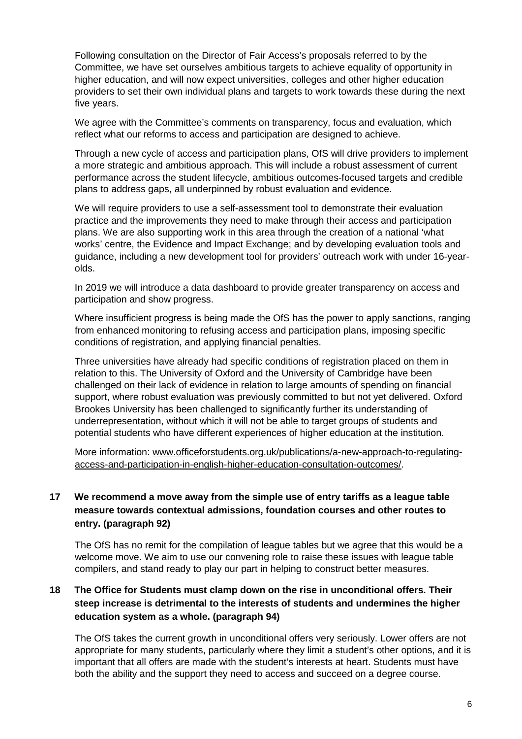Following consultation on the Director of Fair Access's proposals referred to by the Committee, we have set ourselves ambitious targets to achieve equality of opportunity in higher education, and will now expect universities, colleges and other higher education providers to set their own individual plans and targets to work towards these during the next five years.

We agree with the Committee's comments on transparency, focus and evaluation, which reflect what our reforms to access and participation are designed to achieve.

Through a new cycle of access and participation plans, OfS will drive providers to implement a more strategic and ambitious approach. This will include a robust assessment of current performance across the student lifecycle, ambitious outcomes-focused targets and credible plans to address gaps, all underpinned by robust evaluation and evidence.

We will require providers to use a self-assessment tool to demonstrate their evaluation practice and the improvements they need to make through their access and participation plans. We are also supporting work in this area through the creation of a national 'what works' centre, the Evidence and Impact Exchange; and by developing evaluation tools and guidance, including a new development tool for providers' outreach work with under 16-year-olds.

In 2019 we will introduce a data dashboard to provide greater transparency on access and participation and show progress.

Where insufficient progress is being made the OfS has the power to apply sanctions, ranging from enhanced monitoring to refusing access and participation plans, imposing specific conditions of registration, and applying financial penalties.

Three universities have already had specific conditions of registration placed on them in relation to this. The University of Oxford and the University of Cambridge have been challenged on their lack of evidence in relation to large amounts of spending on financial support, where robust evaluation was previously committed to but not yet delivered. Oxford Brookes University has been challenged to significantly further its understanding of underrepresentation, without which it will not be able to target groups of students and potential students who have different experiences of higher education at the institution.

More information: [www.officeforstudents.org.uk/publications/a-new-approach-to-regulating-access-and-participation-in-english-higher-education-consultation-outcomes/](www.officeforstudents.org.uk/publications/a-new-approach-to-regulating-access-and-participation-in-english-higher-education-consultation-outcomes/).

**17 We recommend a move away from the simple use of entry tariffs as a league table measure towards contextual admissions, foundation courses and other routes to entry. (paragraph 92)**

The OfS has no remit for the compilation of league tables but we agree that this would be a welcome move. We aim to use our convening role to raise these issues with league table compilers, and stand ready to play our part in helping to construct better measures.

**18 The Office for Students must clamp down on the rise in unconditional offers. Their steep increase is detrimental to the interests of students and undermines the higher education system as a whole. (paragraph 94)**

The OfS takes the current growth in unconditional offers very seriously. Lower offers are not appropriate for many students, particularly where they limit a student's other options, and it is important that all offers are made with the student's interests at heart. Students must have both the ability and the support they need to access and succeed on a degree course.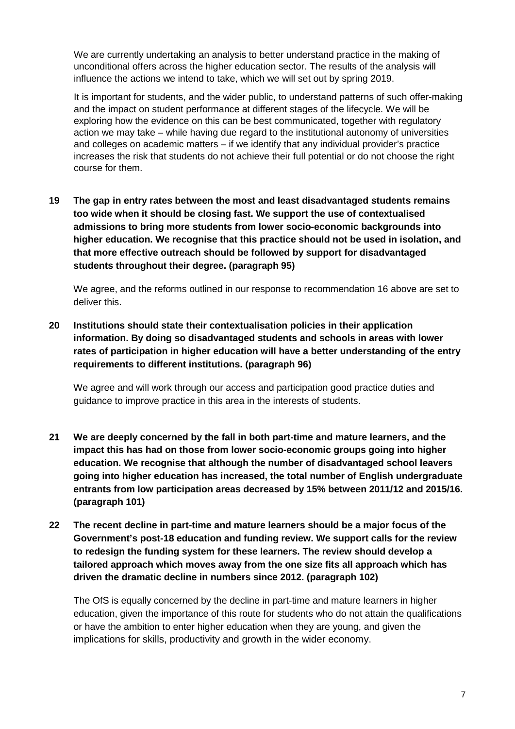We are currently undertaking an analysis to better understand practice in the making of unconditional offers across the higher education sector. The results of the analysis will influence the actions we intend to take, which we will set out by spring 2019.

It is important for students, and the wider public, to understand patterns of such offer-making and the impact on student performance at different stages of the lifecycle. We will be exploring how the evidence on this can be best communicated, together with regulatory action we may take – while having due regard to the institutional autonomy of universities and colleges on academic matters – if we identify that any individual provider's practice increases the risk that students do not achieve their full potential or do not choose the right course for them.

**19 The gap in entry rates between the most and least disadvantaged students remains too wide when it should be closing fast. We support the use of contextualised admissions to bring more students from lower socio-economic backgrounds into higher education. We recognise that this practice should not be used in isolation, and that more effective outreach should be followed by support for disadvantaged students throughout their degree. (paragraph 95)**

We agree, and the reforms outlined in our response to recommendation 16 above are set to deliver this.

**20 Institutions should state their contextualisation policies in their application information. By doing so disadvantaged students and schools in areas with lower rates of participation in higher education will have a better understanding of the entry requirements to different institutions. (paragraph 96)**

We agree and will work through our access and participation good practice duties and guidance to improve practice in this area in the interests of students.

**21 We are deeply concerned by the fall in both part-time and mature learners, and the impact this has had on those from lower socio-economic groups going into higher education. We recognise that although the number of disadvantaged school leavers going into higher education has increased, the total number of English undergraduate entrants from low participation areas decreased by 15% between 2011/12 and 2015/16. (paragraph 101)**

**22 The recent decline in part-time and mature learners should be a major focus of the Government's post-18 education and funding review. We support calls for the review to redesign the funding system for these learners. The review should develop a tailored approach which moves away from the one size fits all approach which has driven the dramatic decline in numbers since 2012. (paragraph 102)**

The OfS is equally concerned by the decline in part-time and mature learners in higher education, given the importance of this route for students who do not attain the qualifications or have the ambition to enter higher education when they are young, and given the implications for skills, productivity and growth in the wider economy.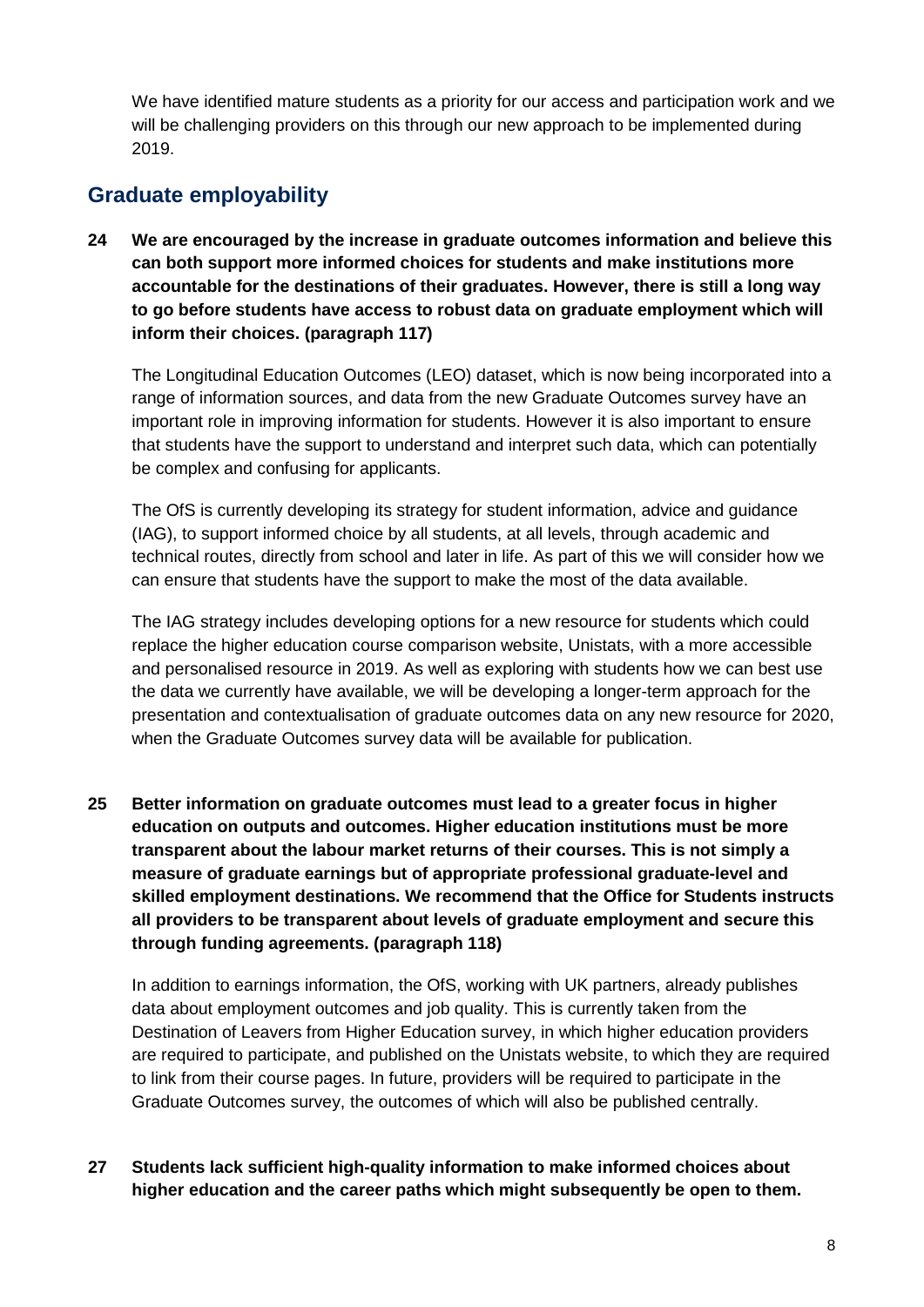We have identified mature students as a priority for our access and participation work and we will be challenging providers on this through our new approach to be implemented during 2019.

## Graduate employability

**24 We are encouraged by the increase in graduate outcomes information and believe this can both support more informed choices for students and make institutions more accountable for the destinations of their graduates. However, there is still a long way to go before students have access to robust data on graduate employment which will inform their choices. (paragraph 117)**

The Longitudinal Education Outcomes (LEO) dataset, which is now being incorporated into a range of information sources, and data from the new Graduate Outcomes survey have an important role in improving information for students. However it is also important to ensure that students have the support to understand and interpret such data, which can potentially be complex and confusing for applicants.

The OfS is currently developing its strategy for student information, advice and guidance (IAG), to support informed choice by all students, at all levels, through academic and technical routes, directly from school and later in life. As part of this we will consider how we can ensure that students have the support to make the most of the data available.

The IAG strategy includes developing options for a new resource for students which could replace the higher education course comparison website, Unistats, with a more accessible and personalised resource in 2019. As well as exploring with students how we can best use the data we currently have available, we will be developing a longer-term approach for the presentation and contextualisation of graduate outcomes data on any new resource for 2020, when the Graduate Outcomes survey data will be available for publication.

**25 Better information on graduate outcomes must lead to a greater focus in higher education on outputs and outcomes. Higher education institutions must be more transparent about the labour market returns of their courses. This is not simply a measure of graduate earnings but of appropriate professional graduate-level and skilled employment destinations. We recommend that the Office for Students instructs all providers to be transparent about levels of graduate employment and secure this through funding agreements. (paragraph 118)**

In addition to earnings information, the OfS, working with UK partners, already publishes data about employment outcomes and job quality. This is currently taken from the Destination of Leavers from Higher Education survey, in which higher education providers are required to participate, and published on the Unistats website, to which they are required to link from their course pages. In future, providers will be required to participate in the Graduate Outcomes survey, the outcomes of which will also be published centrally.

**27 Students lack sufficient high-quality information to make informed choices about higher education and the career paths which might subsequently be open to them.**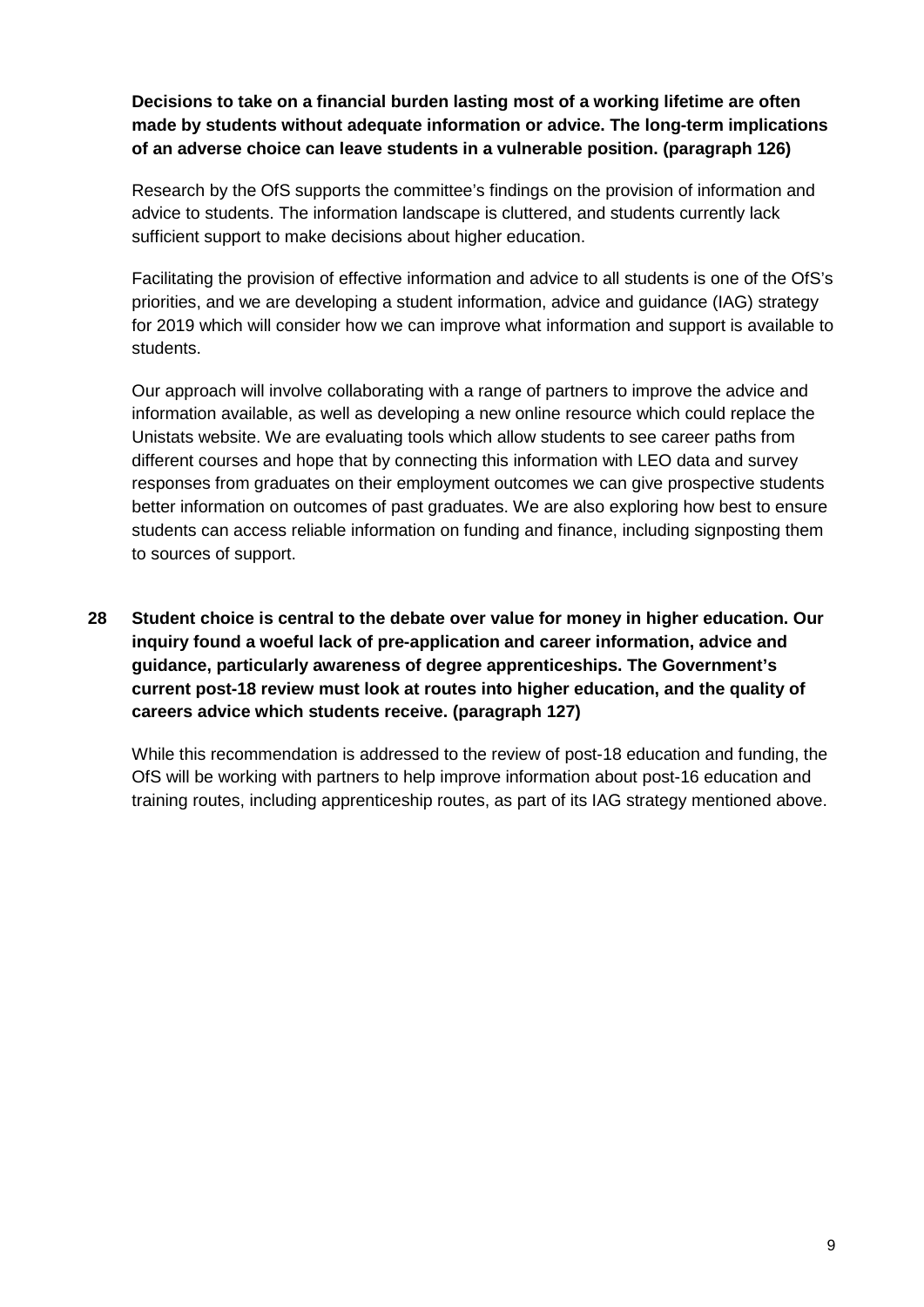**Decisions to take on a financial burden lasting most of a working lifetime are often made by students without adequate information or advice. The long-term implications of an adverse choice can leave students in a vulnerable position. (paragraph 126)**

Research by the OfS supports the committee's findings on the provision of information and advice to students. The information landscape is cluttered, and students currently lack sufficient support to make decisions about higher education.

Facilitating the provision of effective information and advice to all students is one of the OfS's priorities, and we are developing a student information, advice and guidance (IAG) strategy for 2019 which will consider how we can improve what information and support is available to students.

Our approach will involve collaborating with a range of partners to improve the advice and information available, as well as developing a new online resource which could replace the Unistats website. We are evaluating tools which allow students to see career paths from different courses and hope that by connecting this information with LEO data and survey responses from graduates on their employment outcomes we can give prospective students better information on outcomes of past graduates. We are also exploring how best to ensure students can access reliable information on funding and finance, including signposting them to sources of support.

**28 Student choice is central to the debate over value for money in higher education. Our inquiry found a woeful lack of pre-application and career information, advice and guidance, particularly awareness of degree apprenticeships. The Government's current post-18 review must look at routes into higher education, and the quality of careers advice which students receive. (paragraph 127)**

While this recommendation is addressed to the review of post-18 education and funding, the OfS will be working with partners to help improve information about post-16 education and training routes, including apprenticeship routes, as part of its IAG strategy mentioned above.